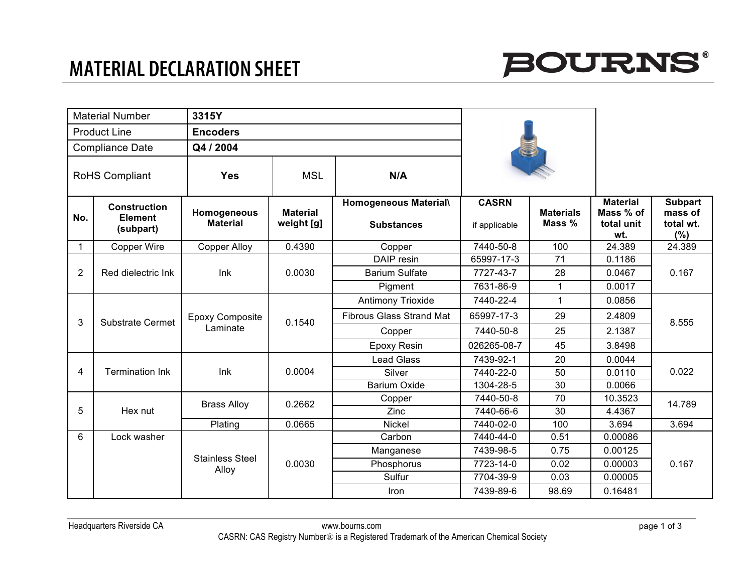# MATERIAL DECLARATION SHEET

**BOURNS®**

| Material Number | 3315Y | | |
|---|---|---|---|
| Product Line | Encoders | | |
| Compliance Date | Q4 / 2004 | | |
| RoHS Compliant | Yes | MSL | N/A |

| No. | Construction Element (subpart) | Homogeneous Material | Material weight [g] | Homogeneous Material\ Substances | CASRN if applicable | Materials Mass % | Material Mass % of total unit wt. | Subpart mass of total wt. (%) |
|---|---|---|---|---|---|---|---|---|
| 1 | Copper Wire | Copper Alloy | 0.4390 | Copper | 7440-50-8 | 100 | 24.389 | 24.389 |
| 2 | Red dielectric Ink | Ink | 0.0030 | DAIP resin | 65997-17-3 | 71 | 0.1186 | 0.167 |
| | | | | Barium Sulfate | 7727-43-7 | 28 | 0.0467 | |
| | | | | Pigment | 7631-86-9 | 1 | 0.0017 | |
| 3 | Substrate Cermet | Epoxy Composite Laminate | 0.1540 | Antimony Trioxide | 7440-22-4 | 1 | 0.0856 | 8.555 |
| | | | | Fibrous Glass Strand Mat | 65997-17-3 | 29 | 2.4809 | |
| | | | | Copper | 7440-50-8 | 25 | 2.1387 | |
| | | | | Epoxy Resin | 026265-08-7 | 45 | 3.8498 | |
| 4 | Termination Ink | Ink | 0.0004 | Lead Glass | 7439-92-1 | 20 | 0.0044 | 0.022 |
| | | | | Silver | 7440-22-0 | 50 | 0.0110 | |
| | | | | Barium Oxide | 1304-28-5 | 30 | 0.0066 | |
| 5 | Hex nut | Brass Alloy | 0.2662 | Copper | 7440-50-8 | 70 | 10.3523 | 14.789 |
| | | | | Zinc | 7440-66-6 | 30 | 4.4367 | |
| | | Plating | 0.0665 | Nickel | 7440-02-0 | 100 | 3.694 | 3.694 |
| 6 | Lock washer | Stainless Steel Alloy | 0.0030 | Carbon | 7440-44-0 | 0.51 | 0.00086 | 0.167 |
| | | | | Manganese | 7439-98-5 | 0.75 | 0.00125 | |
| | | | | Phosphorus | 7723-14-0 | 0.02 | 0.00003 | |
| | | | | Sulfur | 7704-39-9 | 0.03 | 0.00005 | |
| | | | | Iron | 7439-89-6 | 98.69 | 0.16481 | |

Headquarters Riverside CA www.bourns.com

CASRN: CAS Registry Number® is a Registered Trademark of the American Chemical Society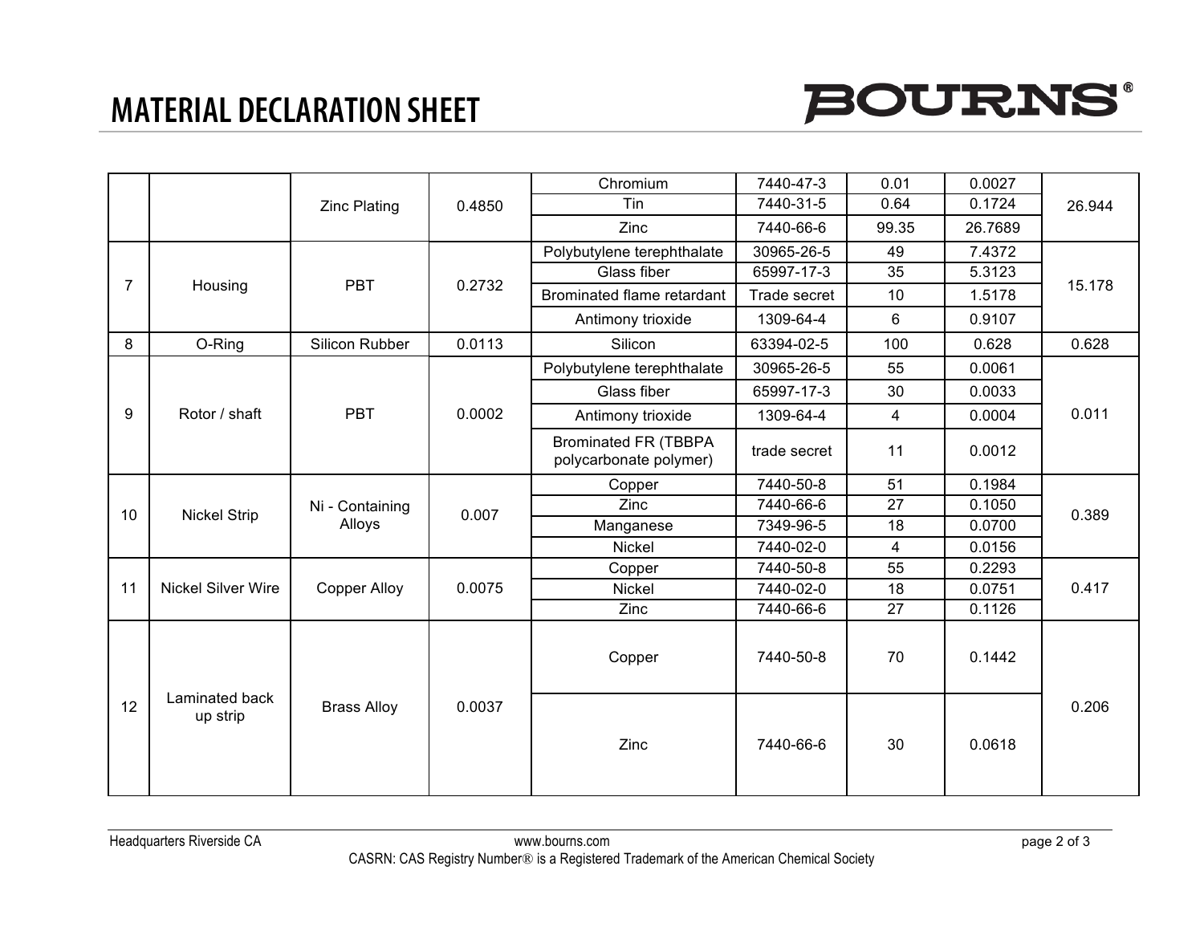# MATERIAL DECLARATION SHEET

| | | | | | | | | |
|---|---|---|---|---|---|---|---|---|
| | | Zinc Plating | 0.4850 | Chromium | 7440-47-3 | 0.01 | 0.0027 | 26.944 |
| | | | | Tin | 7440-31-5 | 0.64 | 0.1724 | |
| | | | | Zinc | 7440-66-6 | 99.35 | 26.7689 | |
| 7 | Housing | PBT | 0.2732 | Polybutylene terephthalate | 30965-26-5 | 49 | 7.4372 | 15.178 |
| | | | | Glass fiber | 65997-17-3 | 35 | 5.3123 | |
| | | | | Brominated flame retardant | Trade secret | 10 | 1.5178 | |
| | | | | Antimony trioxide | 1309-64-4 | 6 | 0.9107 | |
| 8 | O-Ring | Silicon Rubber | 0.0113 | Silicon | 63394-02-5 | 100 | 0.628 | 0.628 |
| 9 | Rotor / shaft | PBT | 0.0002 | Polybutylene terephthalate | 30965-26-5 | 55 | 0.0061 | 0.011 |
| | | | | Glass fiber | 65997-17-3 | 30 | 0.0033 | |
| | | | | Antimony trioxide | 1309-64-4 | 4 | 0.0004 | |
| | | | | Brominated FR (TBBPA polycarbonate polymer) | trade secret | 11 | 0.0012 | |
| 10 | Nickel Strip | Ni - Containing Alloys | 0.007 | Copper | 7440-50-8 | 51 | 0.1984 | 0.389 |
| | | | | Zinc | 7440-66-6 | 27 | 0.1050 | |
| | | | | Manganese | 7349-96-5 | 18 | 0.0700 | |
| | | | | Nickel | 7440-02-0 | 4 | 0.0156 | |
| 11 | Nickel Silver Wire | Copper Alloy | 0.0075 | Copper | 7440-50-8 | 55 | 0.2293 | 0.417 |
| | | | | Nickel | 7440-02-0 | 18 | 0.0751 | |
| | | | | Zinc | 7440-66-6 | 27 | 0.1126 | |
| 12 | Laminated back up strip | Brass Alloy | 0.0037 | Copper | 7440-50-8 | 70 | 0.1442 | 0.206 |
| | | | | Zinc | 7440-66-6 | 30 | 0.0618 | |

Headquarters Riverside CA www.bourns.com

CASRN: CAS Registry Number® is a Registered Trademark of the American Chemical Society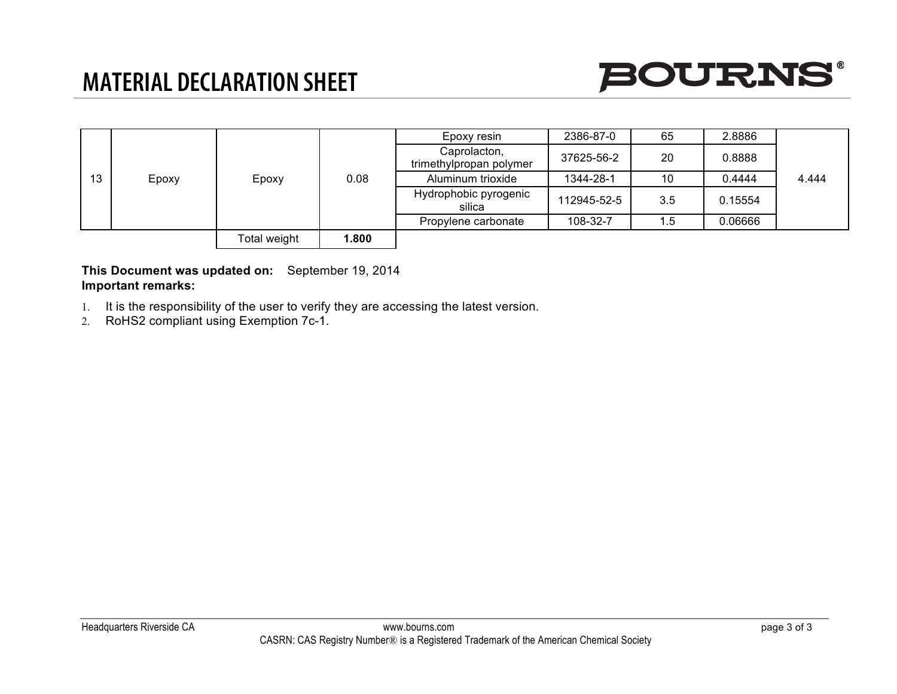# MATERIAL DECLARATION SHEET

| | | | | | | | | |
|---|---|---|---|---|---|---|---|---|
| 13 | Epoxy | Epoxy | 0.08 | Epoxy resin | 2386-87-0 | 65 | 2.8886 | 4.444 |
| | | | | Caprolacton, trimethylpropan polymer | 37625-56-2 | 20 | 0.8888 | |
| | | | | Aluminum trioxide | 1344-28-1 | 10 | 0.4444 | |
| | | | | Hydrophobic pyrogenic silica | 112945-52-5 | 3.5 | 0.15554 | |
| | | | | Propylene carbonate | 108-32-7 | 1.5 | 0.06666 | |
| | | Total weight | **1.800** | | | | | |

**This Document was updated on:** September 19, 2014

**Important remarks:**

1. It is the responsibility of the user to verify they are accessing the latest version.
2. RoHS2 compliant using Exemption 7c-1.

Headquarters Riverside CA www.bourns.com

CASRN: CAS Registry Number® is a Registered Trademark of the American Chemical Society